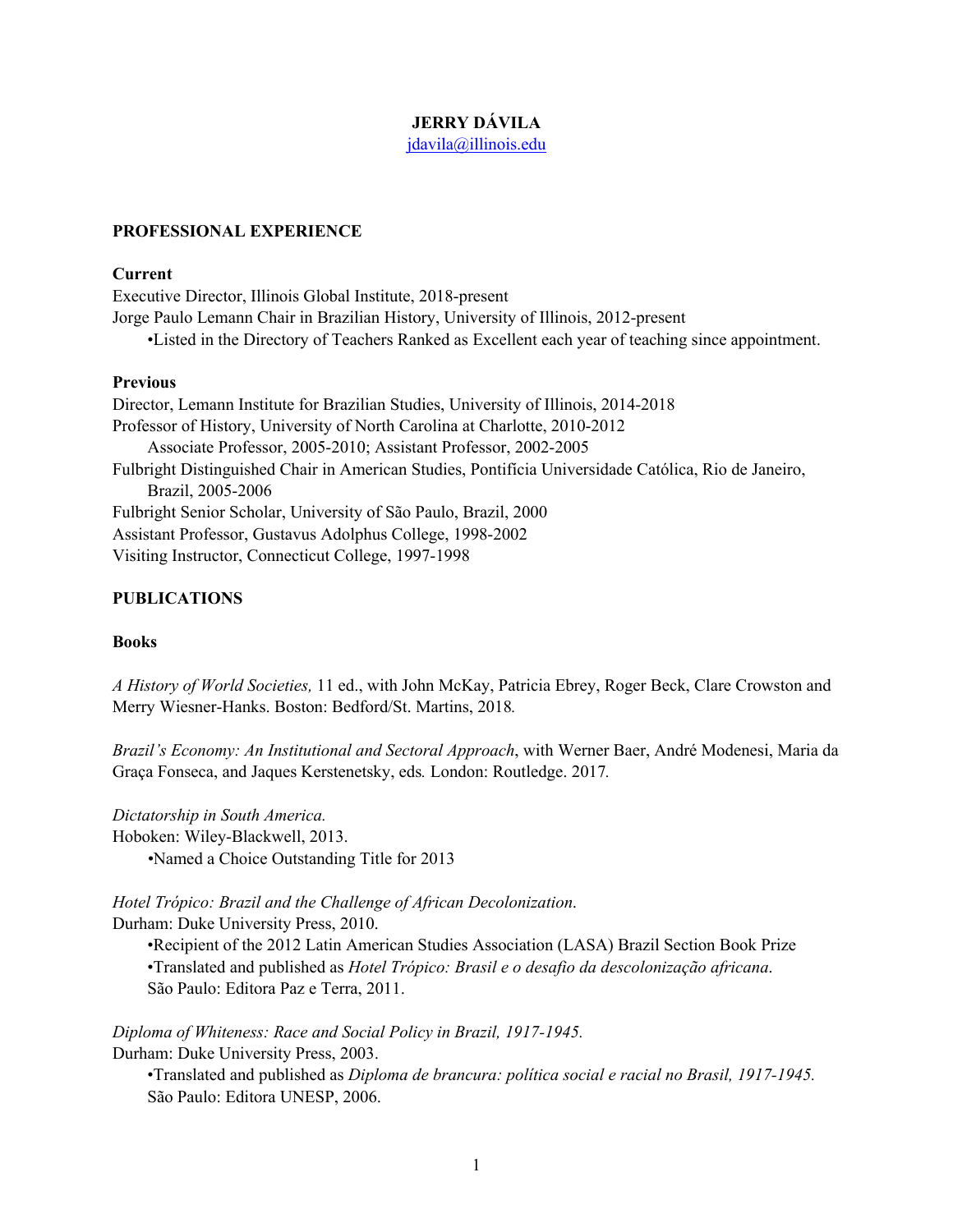# JERRY DÁVILA

jdavila@illinois.edu

## PROFESSIONAL EXPERIENCE

### Current

Executive Director, Illinois Global Institute, 2018-present

Jorge Paulo Lemann Chair in Brazilian History, University of Illinois, 2012-present

- Listed in the Directory of Teachers Ranked as Excellent each year of teaching since appointment.

### Previous

Director, Lemann Institute for Brazilian Studies, University of Illinois, 2014-2018

Professor of History, University of North Carolina at Charlotte, 2010-2012

Associate Professor, 2005-2010; Assistant Professor, 2002-2005

Fulbright Distinguished Chair in American Studies, Pontifícia Universidade Católica, Rio de Janeiro, Brazil, 2005-2006

Fulbright Senior Scholar, University of São Paulo, Brazil, 2000

Assistant Professor, Gustavus Adolphus College, 1998-2002

Visiting Instructor, Connecticut College, 1997-1998

## PUBLICATIONS

### Books

*A History of World Societies,* 11 ed., with John McKay, Patricia Ebrey, Roger Beck, Clare Crowston and Merry Wiesner-Hanks. Boston: Bedford/St. Martins, 2018.

*Brazil's Economy: An Institutional and Sectoral Approach*, with Werner Baer, André Modenesi, Maria da Graça Fonseca, and Jaques Kerstenetsky, eds*.* London: Routledge. 2017*.*

*Dictatorship in South America.*
Hoboken: Wiley-Blackwell, 2013.

- Named a Choice Outstanding Title for 2013

*Hotel Trópico: Brazil and the Challenge of African Decolonization*.
Durham: Duke University Press, 2010.

- Recipient of the 2012 Latin American Studies Association (LASA) Brazil Section Book Prize
- Translated and published as *Hotel Trópico: Brasil e o desafio da descolonização africana*. São Paulo: Editora Paz e Terra, 2011.

*Diploma of Whiteness: Race and Social Policy in Brazil, 1917-1945.*
Durham: Duke University Press, 2003.

- Translated and published as *Diploma de brancura: política social e racial no Brasil, 1917-1945.* São Paulo: Editora UNESP, 2006.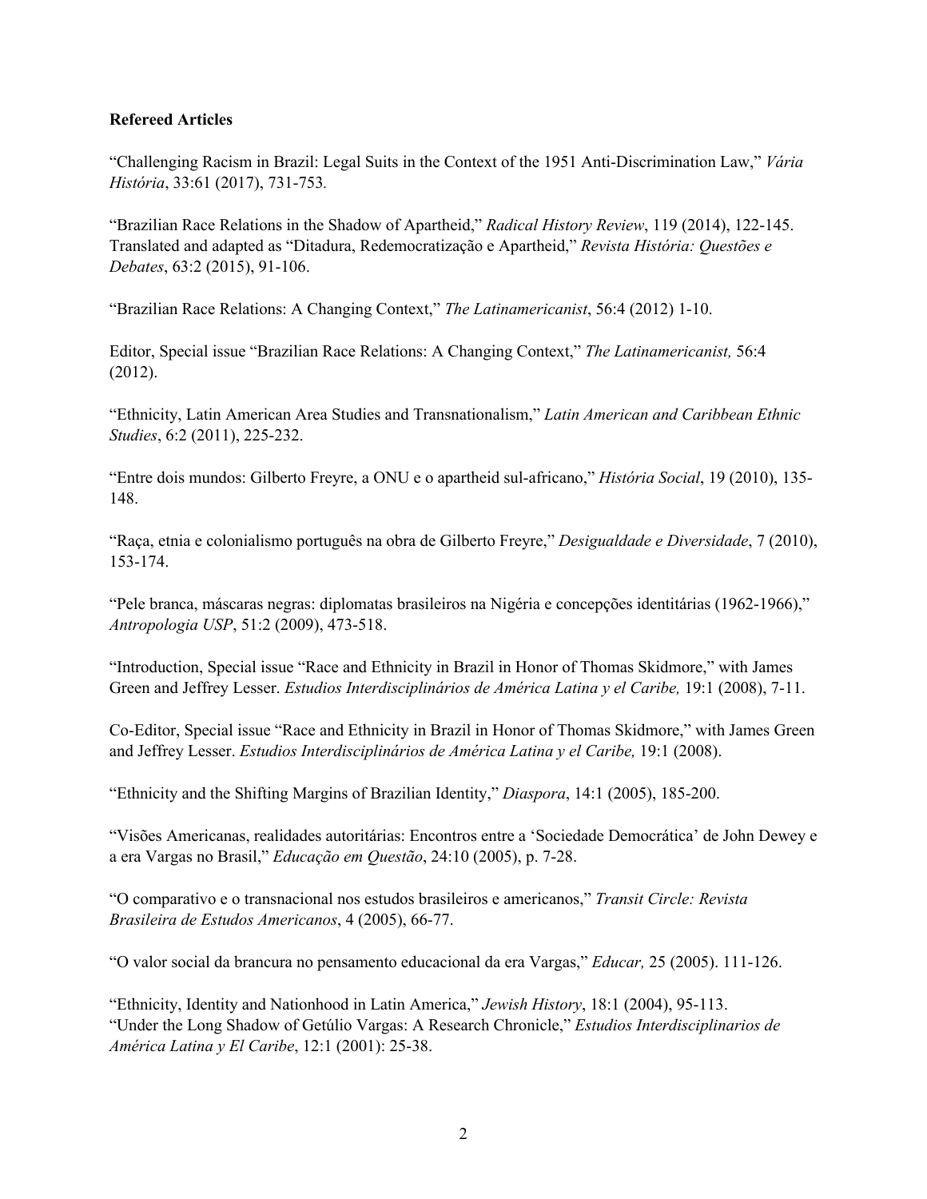**Refereed Articles**

“Challenging Racism in Brazil: Legal Suits in the Context of the 1951 Anti-Discrimination Law,” *Vária História*, 33:61 (2017), 731-753.

“Brazilian Race Relations in the Shadow of Apartheid,” *Radical History Review*, 119 (2014), 122-145. Translated and adapted as “Ditadura, Redemocratização e Apartheid,” *Revista História: Questões e Debates*, 63:2 (2015), 91-106.

“Brazilian Race Relations: A Changing Context,” *The Latinamericanist*, 56:4 (2012) 1-10.

Editor, Special issue “Brazilian Race Relations: A Changing Context,” *The Latinamericanist,* 56:4 (2012).

“Ethnicity, Latin American Area Studies and Transnationalism,” *Latin American and Caribbean Ethnic Studies*, 6:2 (2011), 225-232.

“Entre dois mundos: Gilberto Freyre, a ONU e o apartheid sul-africano,” *História Social*, 19 (2010), 135-148.

“Raça, etnia e colonialismo português na obra de Gilberto Freyre,” *Desigualdade e Diversidade*, 7 (2010), 153-174.

“Pele branca, máscaras negras: diplomatas brasileiros na Nigéria e concepções identitárias (1962-1966),” *Antropologia USP*, 51:2 (2009), 473-518.

“Introduction, Special issue “Race and Ethnicity in Brazil in Honor of Thomas Skidmore,” with James Green and Jeffrey Lesser. *Estudios Interdisciplinários de América Latina y el Caribe,* 19:1 (2008), 7-11.

Co-Editor, Special issue “Race and Ethnicity in Brazil in Honor of Thomas Skidmore,” with James Green and Jeffrey Lesser. *Estudios Interdisciplinários de América Latina y el Caribe,* 19:1 (2008).

“Ethnicity and the Shifting Margins of Brazilian Identity,” *Diaspora*, 14:1 (2005), 185-200.

“Visões Americanas, realidades autoritárias: Encontros entre a ‘Sociedade Democrática’ de John Dewey e a era Vargas no Brasil,” *Educação em Questão*, 24:10 (2005), p. 7-28.

“O comparativo e o transnacional nos estudos brasileiros e americanos,” *Transit Circle: Revista Brasileira de Estudos Americanos*, 4 (2005), 66-77.

“O valor social da brancura no pensamento educacional da era Vargas,” *Educar,* 25 (2005). 111-126.

“Ethnicity, Identity and Nationhood in Latin America,” *Jewish History*, 18:1 (2004), 95-113.

“Under the Long Shadow of Getúlio Vargas: A Research Chronicle,” *Estudios Interdisciplinarios de América Latina y El Caribe*, 12:1 (2001): 25-38.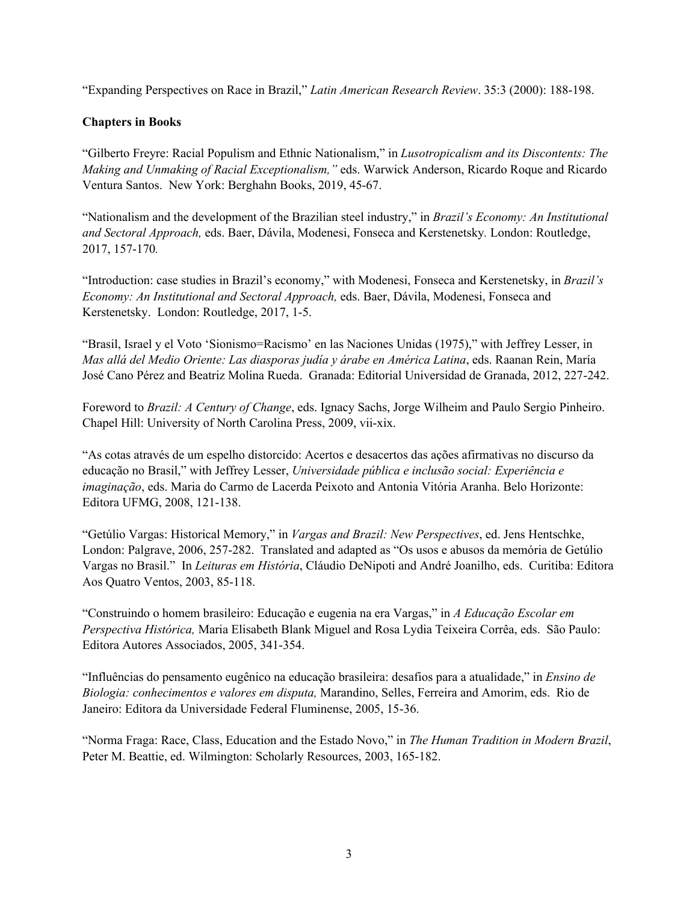"Expanding Perspectives on Race in Brazil," *Latin American Research Review*. 35:3 (2000): 188-198.

**Chapters in Books**

"Gilberto Freyre: Racial Populism and Ethnic Nationalism," in *Lusotropicalism and its Discontents: The Making and Unmaking of Racial Exceptionalism,"* eds. Warwick Anderson, Ricardo Roque and Ricardo Ventura Santos. New York: Berghahn Books, 2019, 45-67.

"Nationalism and the development of the Brazilian steel industry," in *Brazil's Economy: An Institutional and Sectoral Approach,* eds. Baer, Dávila, Modenesi, Fonseca and Kerstenetsky. London: Routledge, 2017, 157-170*.*

"Introduction: case studies in Brazil's economy," with Modenesi, Fonseca and Kerstenetsky, in *Brazil's Economy: An Institutional and Sectoral Approach,* eds. Baer, Dávila, Modenesi, Fonseca and Kerstenetsky. London: Routledge, 2017, 1-5.

"Brasil, Israel y el Voto 'Sionismo=Racismo' en las Naciones Unidas (1975)," with Jeffrey Lesser, in *Mas allá del Medio Oriente: Las diasporas judía y árabe en América Latina*, eds. Raanan Rein, María José Cano Pérez and Beatriz Molina Rueda. Granada: Editorial Universidad de Granada, 2012, 227-242.

Foreword to *Brazil: A Century of Change*, eds. Ignacy Sachs, Jorge Wilheim and Paulo Sergio Pinheiro. Chapel Hill: University of North Carolina Press, 2009, vii-xix.

"As cotas através de um espelho distorcido: Acertos e desacertos das ações afirmativas no discurso da educação no Brasil," with Jeffrey Lesser, *Universidade pública e inclusão social: Experiência e imaginação*, eds. Maria do Carmo de Lacerda Peixoto and Antonia Vitória Aranha. Belo Horizonte: Editora UFMG, 2008, 121-138.

"Getúlio Vargas: Historical Memory," in *Vargas and Brazil: New Perspectives*, ed. Jens Hentschke, London: Palgrave, 2006, 257-282. Translated and adapted as "Os usos e abusos da memória de Getúlio Vargas no Brasil." In *Leituras em História*, Cláudio DeNipoti and André Joanilho, eds. Curitiba: Editora Aos Quatro Ventos, 2003, 85-118.

"Construindo o homem brasileiro: Educação e eugenia na era Vargas," in *A Educação Escolar em Perspectiva Histórica,* Maria Elisabeth Blank Miguel and Rosa Lydia Teixeira Corrêa, eds. São Paulo: Editora Autores Associados, 2005, 341-354.

"Influências do pensamento eugênico na educação brasileira: desafios para a atualidade," in *Ensino de Biologia: conhecimentos e valores em disputa,* Marandino, Selles, Ferreira and Amorim, eds. Rio de Janeiro: Editora da Universidade Federal Fluminense, 2005, 15-36.

"Norma Fraga: Race, Class, Education and the Estado Novo," in *The Human Tradition in Modern Brazil*, Peter M. Beattie, ed. Wilmington: Scholarly Resources, 2003, 165-182.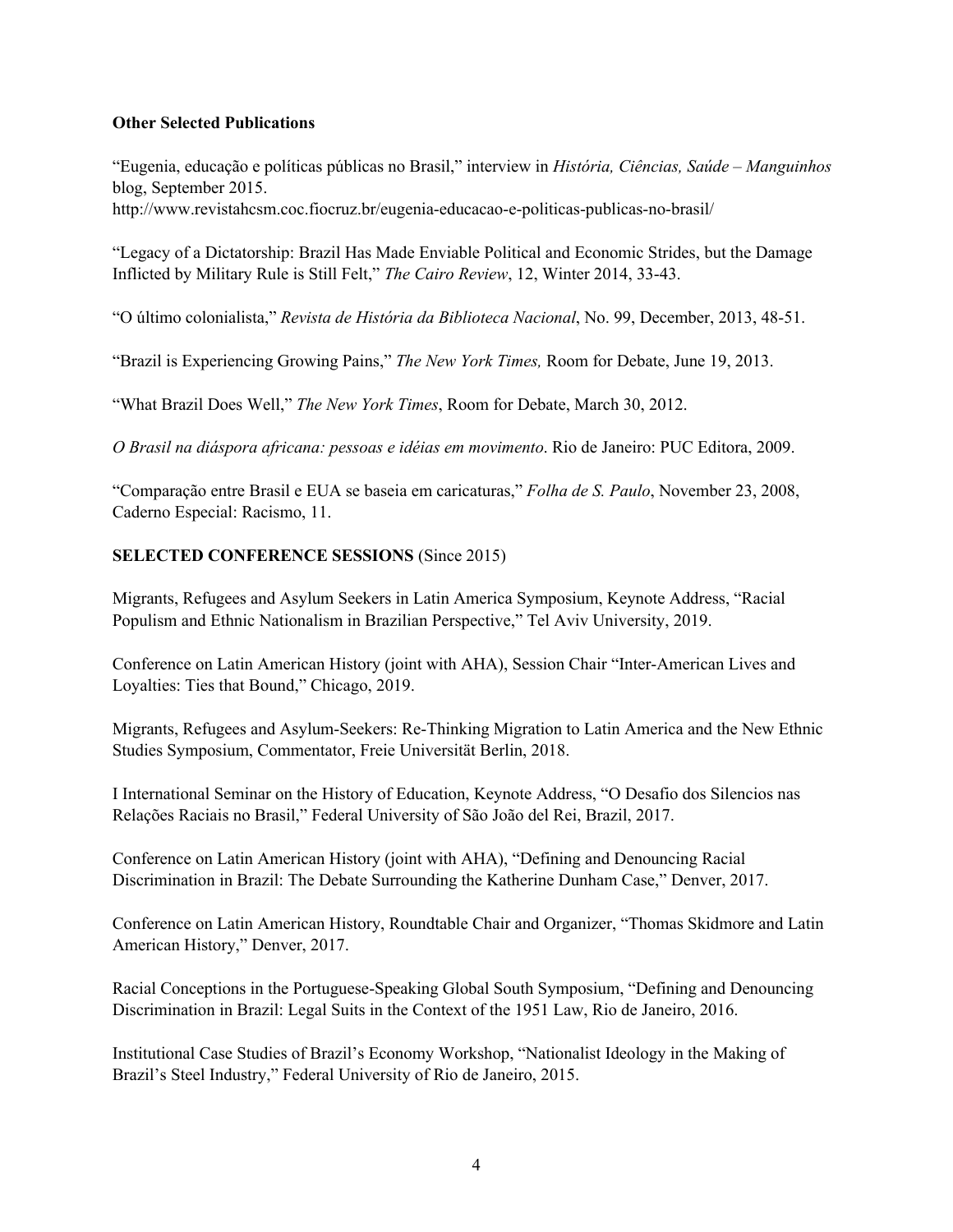**Other Selected Publications**

"Eugenia, educação e políticas públicas no Brasil," interview in *História, Ciências, Saúde – Manguinhos* blog, September 2015. http://www.revistahcsm.coc.fiocruz.br/eugenia-educacao-e-politicas-publicas-no-brasil/

"Legacy of a Dictatorship: Brazil Has Made Enviable Political and Economic Strides, but the Damage Inflicted by Military Rule is Still Felt," *The Cairo Review*, 12, Winter 2014, 33-43.

"O último colonialista," *Revista de História da Biblioteca Nacional*, No. 99, December, 2013, 48-51.

"Brazil is Experiencing Growing Pains," *The New York Times,* Room for Debate, June 19, 2013.

"What Brazil Does Well," *The New York Times*, Room for Debate, March 30, 2012.

*O Brasil na diáspora africana: pessoas e idéias em movimento*. Rio de Janeiro: PUC Editora, 2009.

"Comparação entre Brasil e EUA se baseia em caricaturas," *Folha de S. Paulo*, November 23, 2008, Caderno Especial: Racismo, 11.

**SELECTED CONFERENCE SESSIONS** (Since 2015)

Migrants, Refugees and Asylum Seekers in Latin America Symposium, Keynote Address, "Racial Populism and Ethnic Nationalism in Brazilian Perspective," Tel Aviv University, 2019.

Conference on Latin American History (joint with AHA), Session Chair "Inter-American Lives and Loyalties: Ties that Bound," Chicago, 2019.

Migrants, Refugees and Asylum-Seekers: Re-Thinking Migration to Latin America and the New Ethnic Studies Symposium, Commentator, Freie Universität Berlin, 2018.

I International Seminar on the History of Education, Keynote Address, "O Desafio dos Silencios nas Relações Raciais no Brasil," Federal University of São João del Rei, Brazil, 2017.

Conference on Latin American History (joint with AHA), "Defining and Denouncing Racial Discrimination in Brazil: The Debate Surrounding the Katherine Dunham Case," Denver, 2017.

Conference on Latin American History, Roundtable Chair and Organizer, "Thomas Skidmore and Latin American History," Denver, 2017.

Racial Conceptions in the Portuguese-Speaking Global South Symposium, "Defining and Denouncing Discrimination in Brazil: Legal Suits in the Context of the 1951 Law, Rio de Janeiro, 2016.

Institutional Case Studies of Brazil's Economy Workshop, "Nationalist Ideology in the Making of Brazil's Steel Industry," Federal University of Rio de Janeiro, 2015.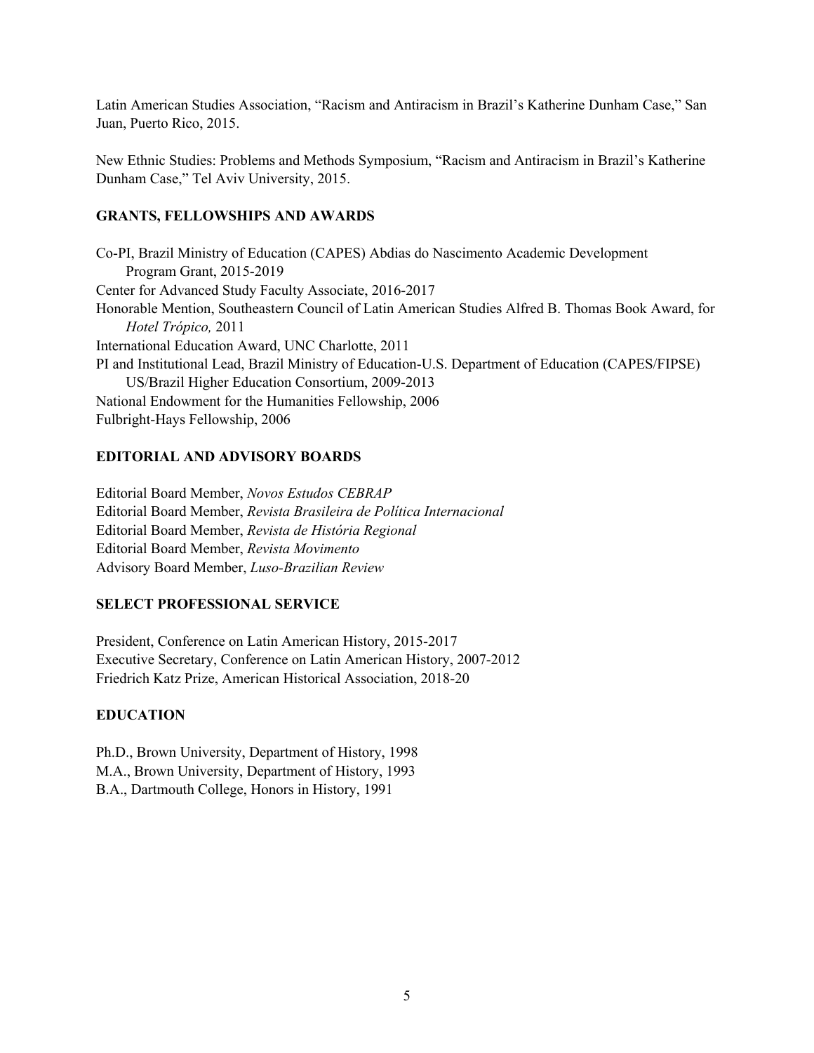Latin American Studies Association, "Racism and Antiracism in Brazil's Katherine Dunham Case," San Juan, Puerto Rico, 2015.

New Ethnic Studies: Problems and Methods Symposium, "Racism and Antiracism in Brazil's Katherine Dunham Case," Tel Aviv University, 2015.

## GRANTS, FELLOWSHIPS AND AWARDS

Co-PI, Brazil Ministry of Education (CAPES) Abdias do Nascimento Academic Development Program Grant, 2015-2019
Center for Advanced Study Faculty Associate, 2016-2017
Honorable Mention, Southeastern Council of Latin American Studies Alfred B. Thomas Book Award, for *Hotel Trópico,* 2011
International Education Award, UNC Charlotte, 2011
PI and Institutional Lead, Brazil Ministry of Education-U.S. Department of Education (CAPES/FIPSE) US/Brazil Higher Education Consortium, 2009-2013
National Endowment for the Humanities Fellowship, 2006
Fulbright-Hays Fellowship, 2006

## EDITORIAL AND ADVISORY BOARDS

Editorial Board Member, *Novos Estudos CEBRAP*
Editorial Board Member, *Revista Brasileira de Política Internacional*
Editorial Board Member, *Revista de História Regional*
Editorial Board Member, *Revista Movimento*
Advisory Board Member, *Luso-Brazilian Review*

## SELECT PROFESSIONAL SERVICE

President, Conference on Latin American History, 2015-2017
Executive Secretary, Conference on Latin American History, 2007-2012
Friedrich Katz Prize, American Historical Association, 2018-20

## EDUCATION

Ph.D., Brown University, Department of History, 1998
M.A., Brown University, Department of History, 1993
B.A., Dartmouth College, Honors in History, 1991